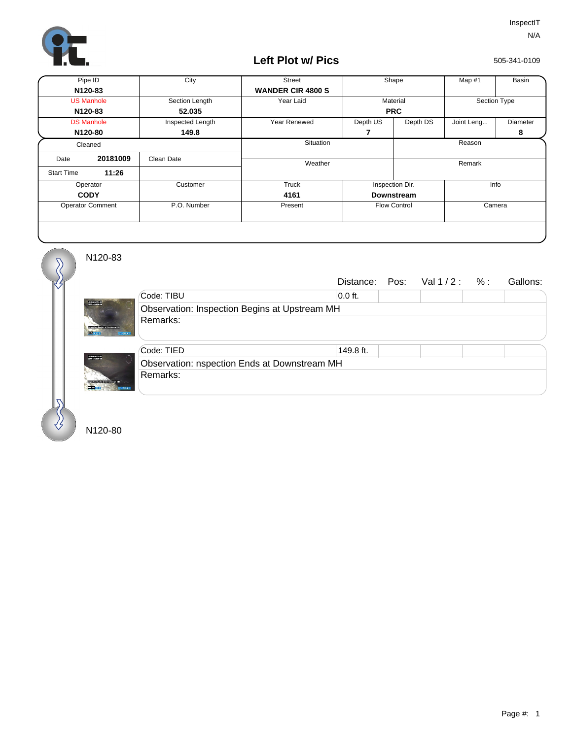InspectIT

N/A

# Left Plot w/ Pics

505-341-0109

| Pipe ID | City | Street | Shape | | Map #1 | Basin |
|---|---|---|---|---|---|---|
| **N120-83** | | **WANDER CIR 4800 S** | | | | |
| US Manhole | Section Length | Year Laid | Material | | Section Type | |
| **N120-83** | **52.035** | | **PRC** | | | |
| DS Manhole | Inspected Length | Year Renewed | Depth US | Depth DS | Joint Leng... | Diameter |
| **N120-80** | **149.8** | | **7** | | | **8** |

| Cleaned | | Situation | Reason |
|---|---|---|---|
| Date **20181009** | Clean Date | Weather | Remark |
| Start Time **11:26** | | | |
| Operator | Customer | Truck | Inspection Dir. | Info |
| **CODY** | | **4161** | **Downstream** | |
| Operator Comment | P.O. Number | Present | Flow Control | Camera |

N120-83

| | Distance: | Pos: | Val 1 / 2 : | % : | Gallons: |
|---|---|---|---|---|---|
| Code: TIBU | 0.0 ft. | | | | |
| Observation: Inspection Begins at Upstream MH | | | | | |
| Remarks: | | | | | |
| Code: TIED | 149.8 ft. | | | | |
| Observation: nspection Ends at Downstream MH | | | | | |
| Remarks: | | | | | |

N120-80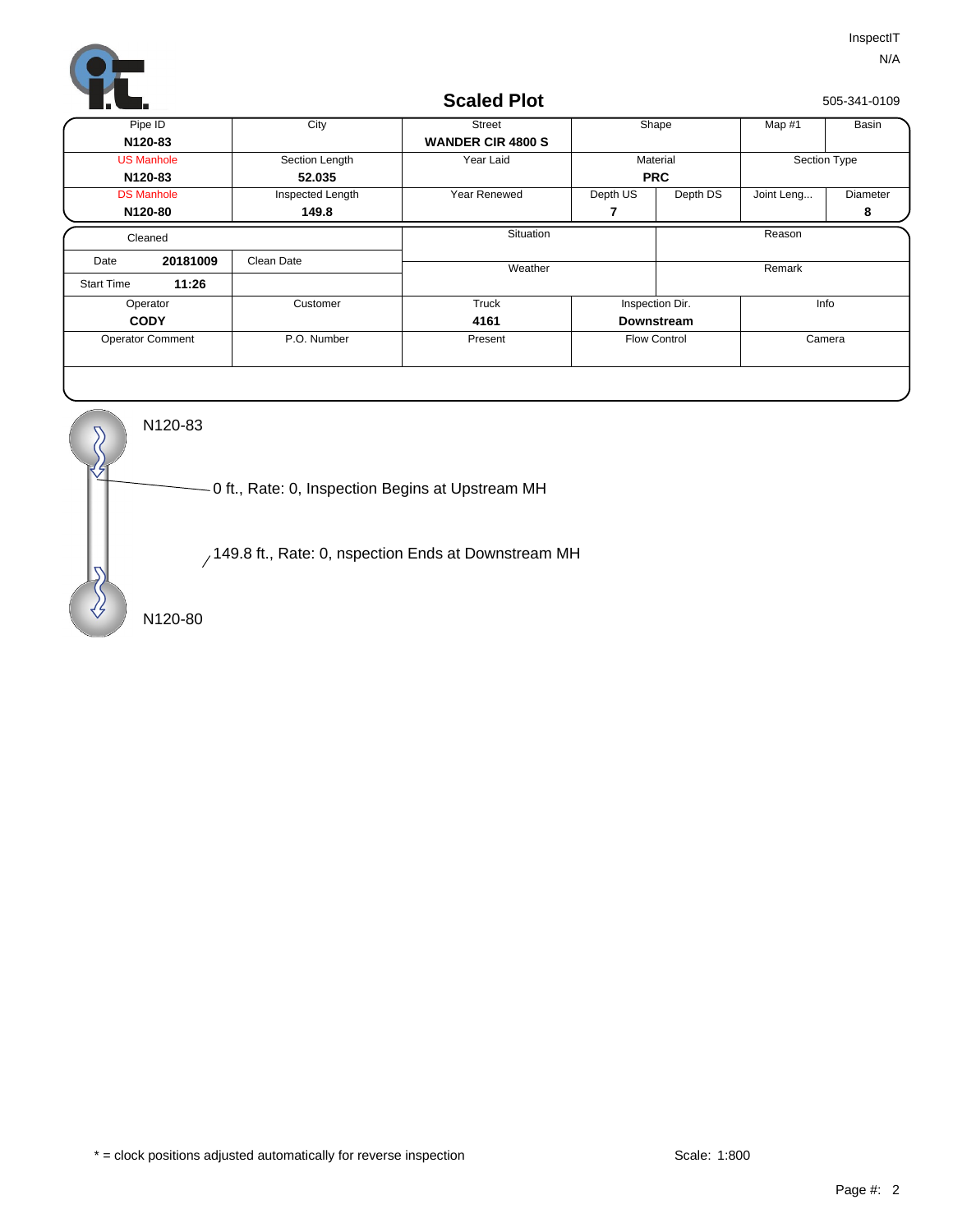InspectIT

N/A

## Scaled Plot

505-341-0109

| Pipe ID | City | Street | Shape | | Map #1 | Basin |
|---|---|---|---|---|---|---|
| N120-83 | | WANDER CIR 4800 S | | | | |
| US Manhole | Section Length | Year Laid | Material | | Section Type | |
| N120-83 | 52.035 | | PRC | | | |
| DS Manhole | Inspected Length | Year Renewed | Depth US | Depth DS | Joint Leng... | Diameter |
| N120-80 | 149.8 | | 7 | | | 8 |

| | | | | | |
|---|---|---|---|---|---|
| Cleaned | | Situation | | Reason | |
| Date 20181009 | Clean Date | Weather | | Remark | |
| Start Time 11:26 | | | | | |
| Operator | Customer | Truck | Inspection Dir. | Info | |
| CODY | | 4161 | Downstream | | |
| Operator Comment | P.O. Number | Present | Flow Control | Camera | |

N120-83

0 ft., Rate: 0, Inspection Begins at Upstream MH

149.8 ft., Rate: 0, nspection Ends at Downstream MH

N120-80

* = clock positions adjusted automatically for reverse inspection

Scale: 1:800